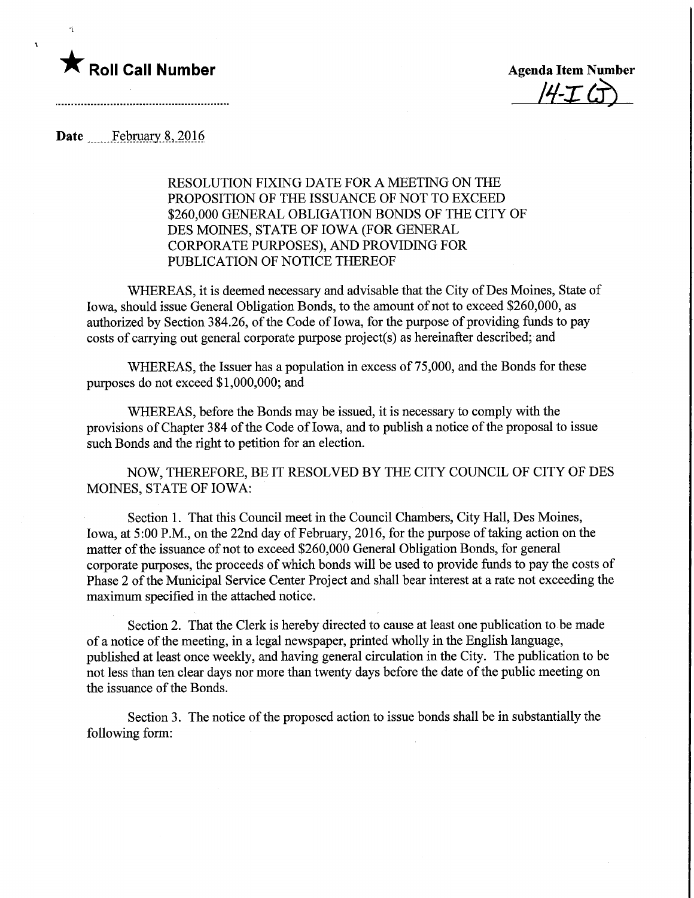★ **Roll Call Number**

**Agenda Item Number**
14-I (J)

**Date** February 8, 2016

RESOLUTION FIXING DATE FOR A MEETING ON THE PROPOSITION OF THE ISSUANCE OF NOT TO EXCEED $260,000 GENERAL OBLIGATION BONDS OF THE CITY OF DES MOINES, STATE OF IOWA (FOR GENERAL CORPORATE PURPOSES), AND PROVIDING FOR PUBLICATION OF NOTICE THEREOF

WHEREAS, it is deemed necessary and advisable that the City of Des Moines, State of Iowa, should issue General Obligation Bonds, to the amount of not to exceed $260,000, as authorized by Section 384.26, of the Code of Iowa, for the purpose of providing funds to pay costs of carrying out general corporate purpose project(s) as hereinafter described; and

WHEREAS, the Issuer has a population in excess of 75,000, and the Bonds for these purposes do not exceed $1,000,000; and

WHEREAS, before the Bonds may be issued, it is necessary to comply with the provisions of Chapter 384 of the Code of Iowa, and to publish a notice of the proposal to issue such Bonds and the right to petition for an election.

NOW, THEREFORE, BE IT RESOLVED BY THE CITY COUNCIL OF CITY OF DES MOINES, STATE OF IOWA:

Section 1. That this Council meet in the Council Chambers, City Hall, Des Moines, Iowa, at 5:00 P.M., on the 22nd day of February, 2016, for the purpose of taking action on the matter of the issuance of not to exceed $260,000 General Obligation Bonds, for general corporate purposes, the proceeds of which bonds will be used to provide funds to pay the costs of Phase 2 of the Municipal Service Center Project and shall bear interest at a rate not exceeding the maximum specified in the attached notice.

Section 2. That the Clerk is hereby directed to cause at least one publication to be made of a notice of the meeting, in a legal newspaper, printed wholly in the English language, published at least once weekly, and having general circulation in the City. The publication to be not less than ten clear days nor more than twenty days before the date of the public meeting on the issuance of the Bonds.

Section 3. The notice of the proposed action to issue bonds shall be in substantially the following form: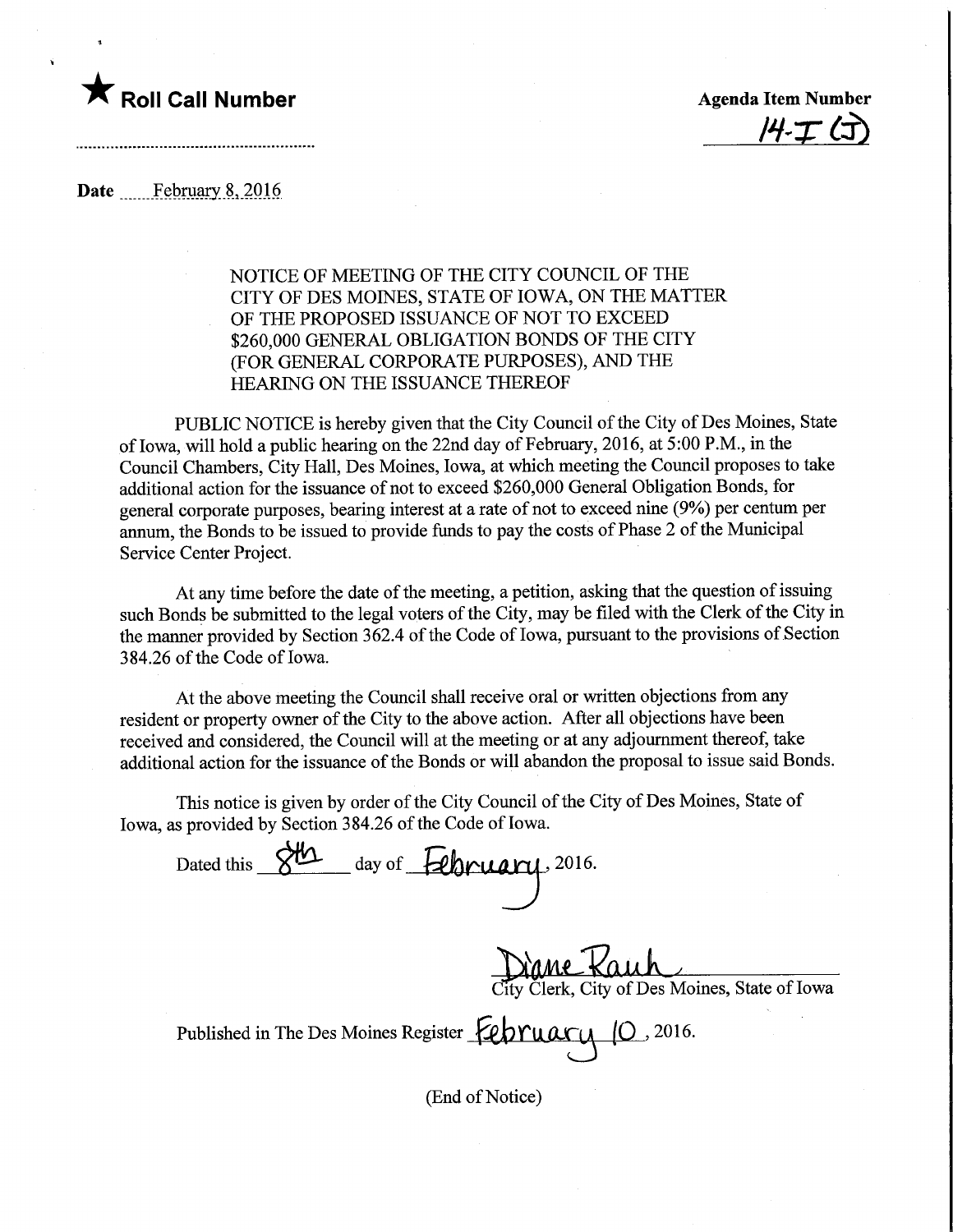★ **Roll Call Number**

**Agenda Item Number**
14-I (J)

**Date** February 8, 2016

NOTICE OF MEETING OF THE CITY COUNCIL OF THE CITY OF DES MOINES, STATE OF IOWA, ON THE MATTER OF THE PROPOSED ISSUANCE OF NOT TO EXCEED $260,000 GENERAL OBLIGATION BONDS OF THE CITY (FOR GENERAL CORPORATE PURPOSES), AND THE HEARING ON THE ISSUANCE THEREOF

PUBLIC NOTICE is hereby given that the City Council of the City of Des Moines, State of Iowa, will hold a public hearing on the 22nd day of February, 2016, at 5:00 P.M., in the Council Chambers, City Hall, Des Moines, Iowa, at which meeting the Council proposes to take additional action for the issuance of not to exceed $260,000 General Obligation Bonds, for general corporate purposes, bearing interest at a rate of not to exceed nine (9%) per centum per annum, the Bonds to be issued to provide funds to pay the costs of Phase 2 of the Municipal Service Center Project.

At any time before the date of the meeting, a petition, asking that the question of issuing such Bonds be submitted to the legal voters of the City, may be filed with the Clerk of the City in the manner provided by Section 362.4 of the Code of Iowa, pursuant to the provisions of Section 384.26 of the Code of Iowa.

At the above meeting the Council shall receive oral or written objections from any resident or property owner of the City to the above action. After all objections have been received and considered, the Council will at the meeting or at any adjournment thereof, take additional action for the issuance of the Bonds or will abandon the proposal to issue said Bonds.

This notice is given by order of the City Council of the City of Des Moines, State of Iowa, as provided by Section 384.26 of the Code of Iowa.

Dated this 8th day of February, 2016.

Diane Rauh
City Clerk, City of Des Moines, State of Iowa

Published in The Des Moines Register February 10, 2016.

(End of Notice)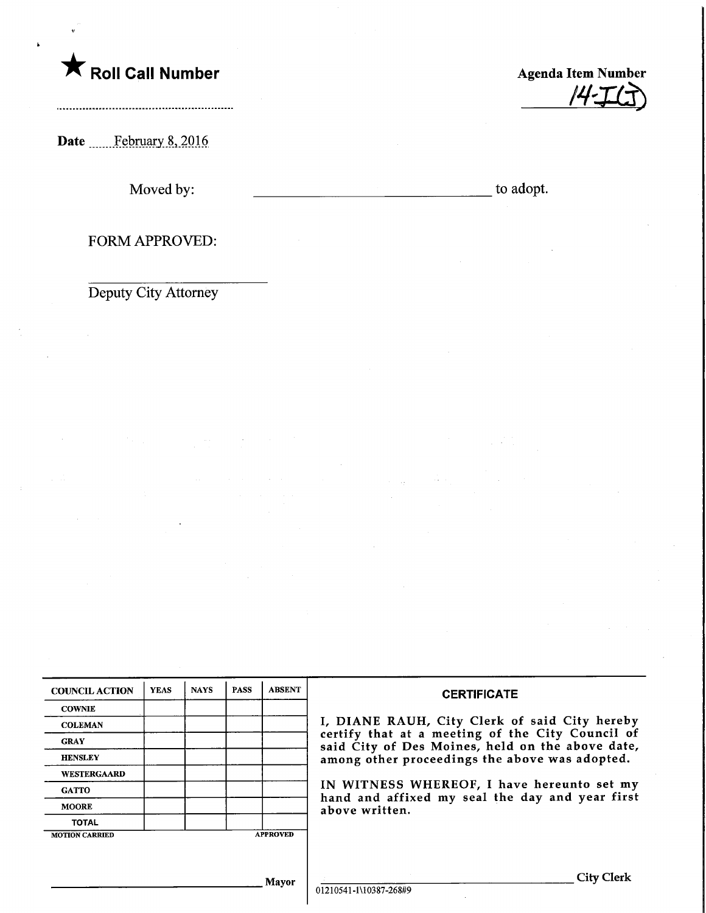★ **Roll Call Number**

..........................................................

**Agenda Item Number**

14-I(J)

**Date** February 8, 2016

Moved by: ______________________________ to adopt.

FORM APPROVED:

______________________
Deputy City Attorney

| COUNCIL ACTION | YEAS | NAYS | PASS | ABSENT |
|---|---|---|---|---|
| COWNIE | | | | |
| COLEMAN | | | | |
| GRAY | | | | |
| HENSLEY | | | | |
| WESTERGAARD | | | | |
| GATTO | | | | |
| MOORE | | | | |
| TOTAL | | | | |

MOTION CARRIED APPROVED

______________________________ Mayor

**CERTIFICATE**

I, DIANE RAUH, City Clerk of said City hereby certify that at a meeting of the City Council of said City of Des Moines, held on the above date, among other proceedings the above was adopted.

IN WITNESS WHEREOF, I have hereunto set my hand and affixed my seal the day and year first above written.

______________________________ City Clerk

01210541-1\10387-268#9